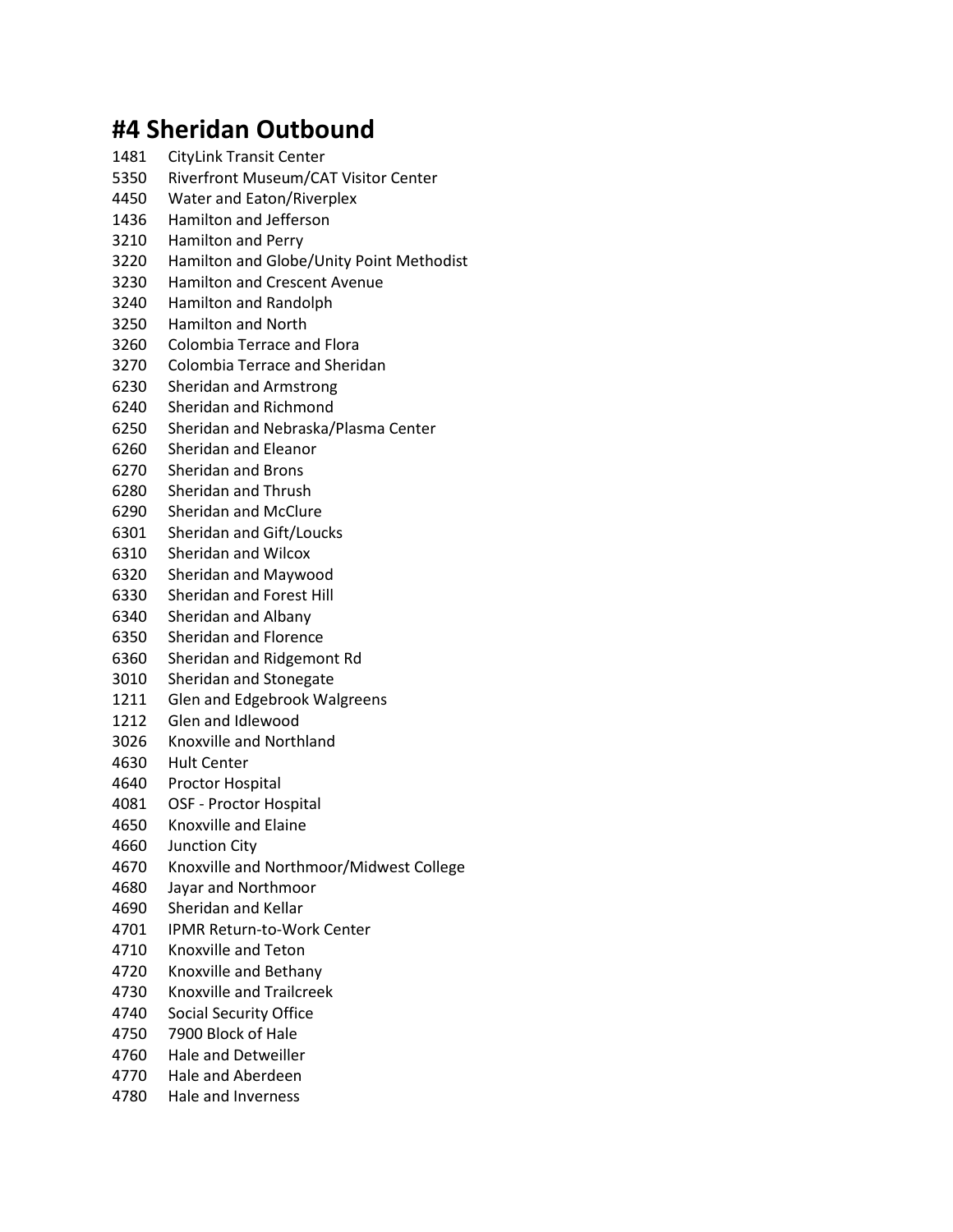# #4 Sheridan Outbound

1481 CityLink Transit Center
5350 Riverfront Museum/CAT Visitor Center
4450 Water and Eaton/Riverplex
1436 Hamilton and Jefferson
3210 Hamilton and Perry
3220 Hamilton and Globe/Unity Point Methodist
3230 Hamilton and Crescent Avenue
3240 Hamilton and Randolph
3250 Hamilton and North
3260 Colombia Terrace and Flora
3270 Colombia Terrace and Sheridan
6230 Sheridan and Armstrong
6240 Sheridan and Richmond
6250 Sheridan and Nebraska/Plasma Center
6260 Sheridan and Eleanor
6270 Sheridan and Brons
6280 Sheridan and Thrush
6290 Sheridan and McClure
6301 Sheridan and Gift/Loucks
6310 Sheridan and Wilcox
6320 Sheridan and Maywood
6330 Sheridan and Forest Hill
6340 Sheridan and Albany
6350 Sheridan and Florence
6360 Sheridan and Ridgemont Rd
3010 Sheridan and Stonegate
1211 Glen and Edgebrook Walgreens
1212 Glen and Idlewood
3026 Knoxville and Northland
4630 Hult Center
4640 Proctor Hospital
4081 OSF - Proctor Hospital
4650 Knoxville and Elaine
4660 Junction City
4670 Knoxville and Northmoor/Midwest College
4680 Jayar and Northmoor
4690 Sheridan and Kellar
4701 IPMR Return-to-Work Center
4710 Knoxville and Teton
4720 Knoxville and Bethany
4730 Knoxville and Trailcreek
4740 Social Security Office
4750 7900 Block of Hale
4760 Hale and Detweiller
4770 Hale and Aberdeen
4780 Hale and Inverness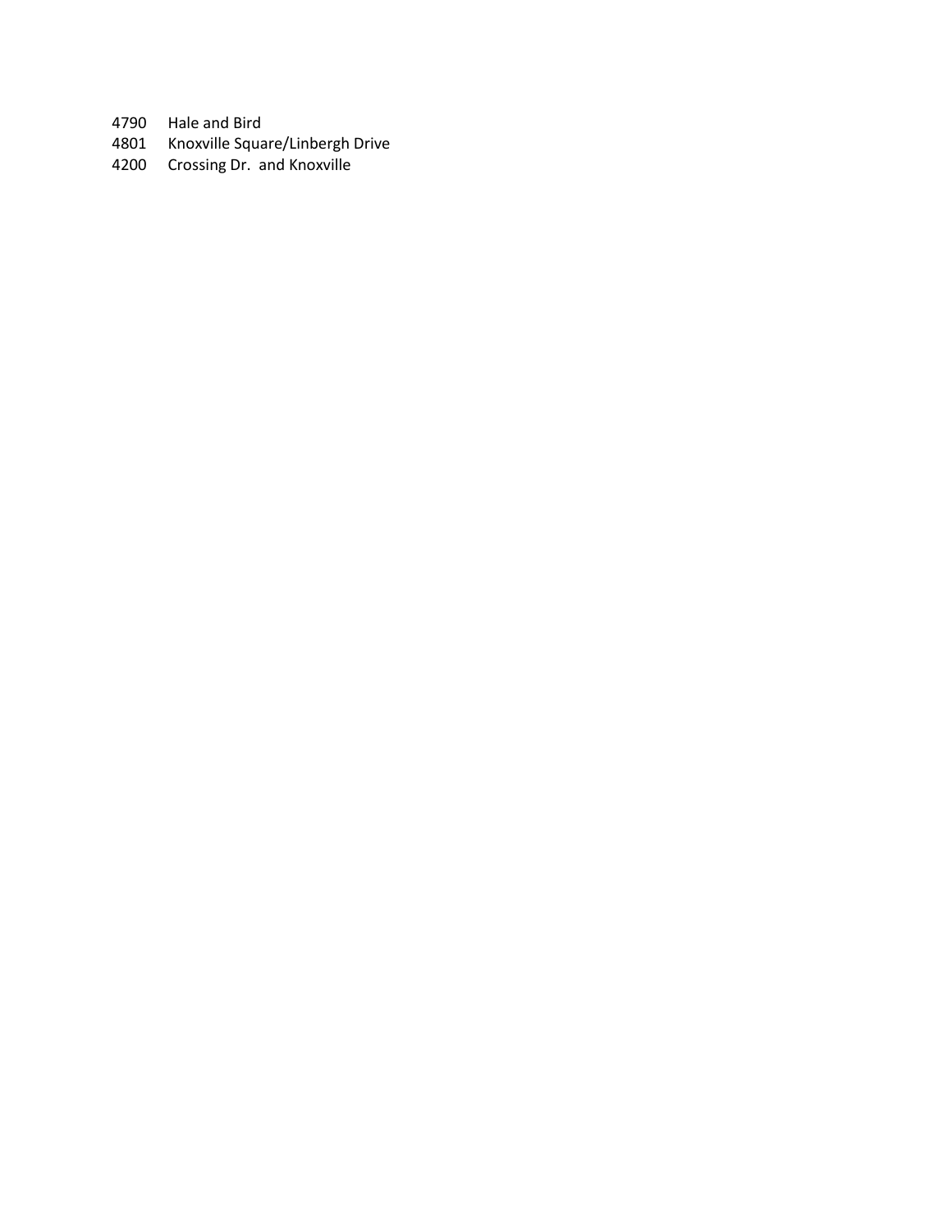| | |
|---|---|
| 4790 | Hale and Bird |
| 4801 | Knoxville Square/Linbergh Drive |
| 4200 | Crossing Dr.  and Knoxville |